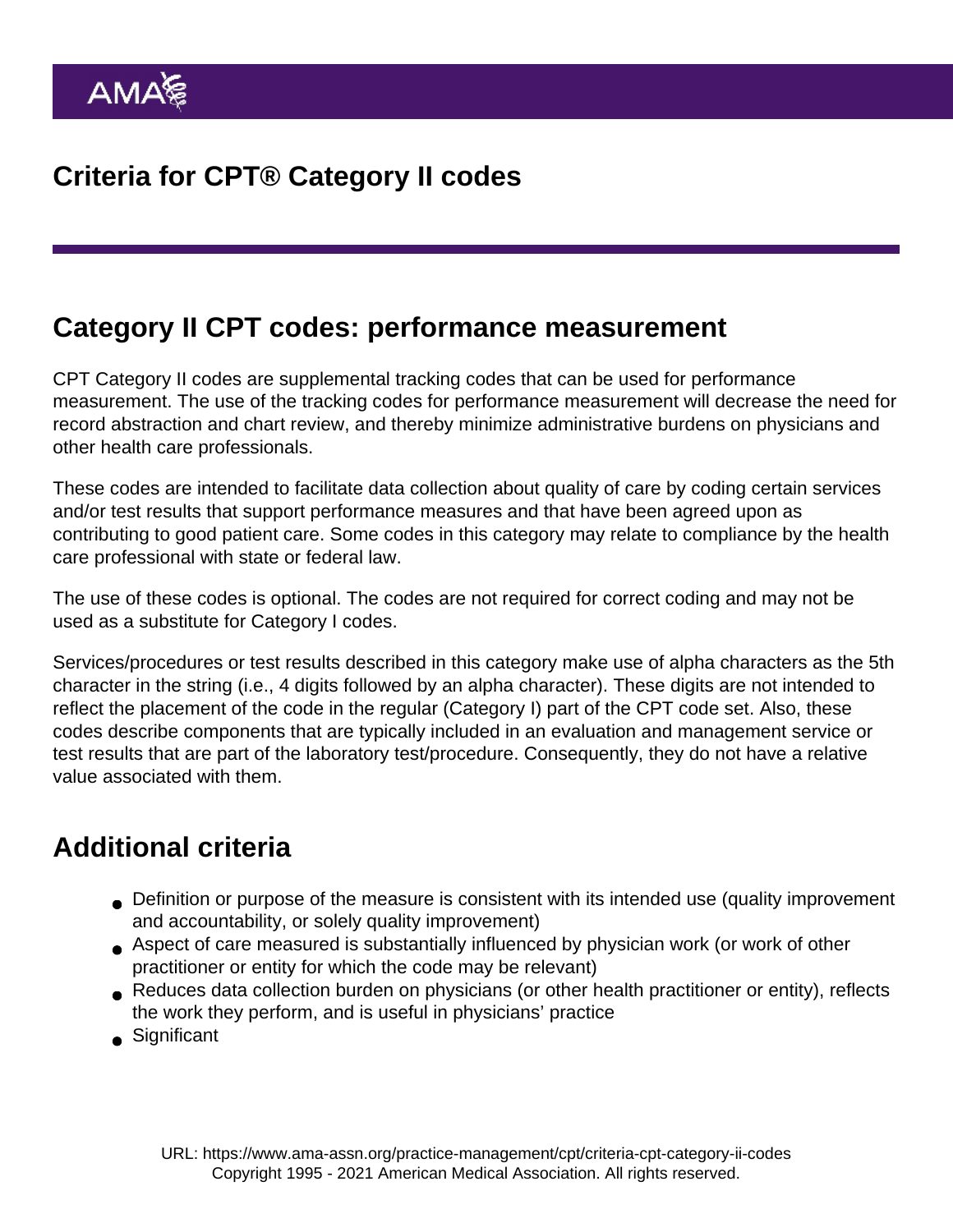# Criteria for CPT® Category II codes

## Category II CPT codes: performance measurement

CPT Category II codes are supplemental tracking codes that can be used for performance measurement. The use of the tracking codes for performance measurement will decrease the need for record abstraction and chart review, and thereby minimize administrative burdens on physicians and other health care professionals.

These codes are intended to facilitate data collection about quality of care by coding certain services and/or test results that support performance measures and that have been agreed upon as contributing to good patient care. Some codes in this category may relate to compliance by the health care professional with state or federal law.

The use of these codes is optional. The codes are not required for correct coding and may not be used as a substitute for Category I codes.

Services/procedures or test results described in this category make use of alpha characters as the 5th character in the string (i.e., 4 digits followed by an alpha character). These digits are not intended to reflect the placement of the code in the regular (Category I) part of the CPT code set. Also, these codes describe components that are typically included in an evaluation and management service or test results that are part of the laboratory test/procedure. Consequently, they do not have a relative value associated with them.

## Additional criteria

- Definition or purpose of the measure is consistent with its intended use (quality improvement and accountability, or solely quality improvement)
- Aspect of care measured is substantially influenced by physician work (or work of other practitioner or entity for which the code may be relevant)
- Reduces data collection burden on physicians (or other health practitioner or entity), reflects the work they perform, and is useful in physicians' practice
- Significant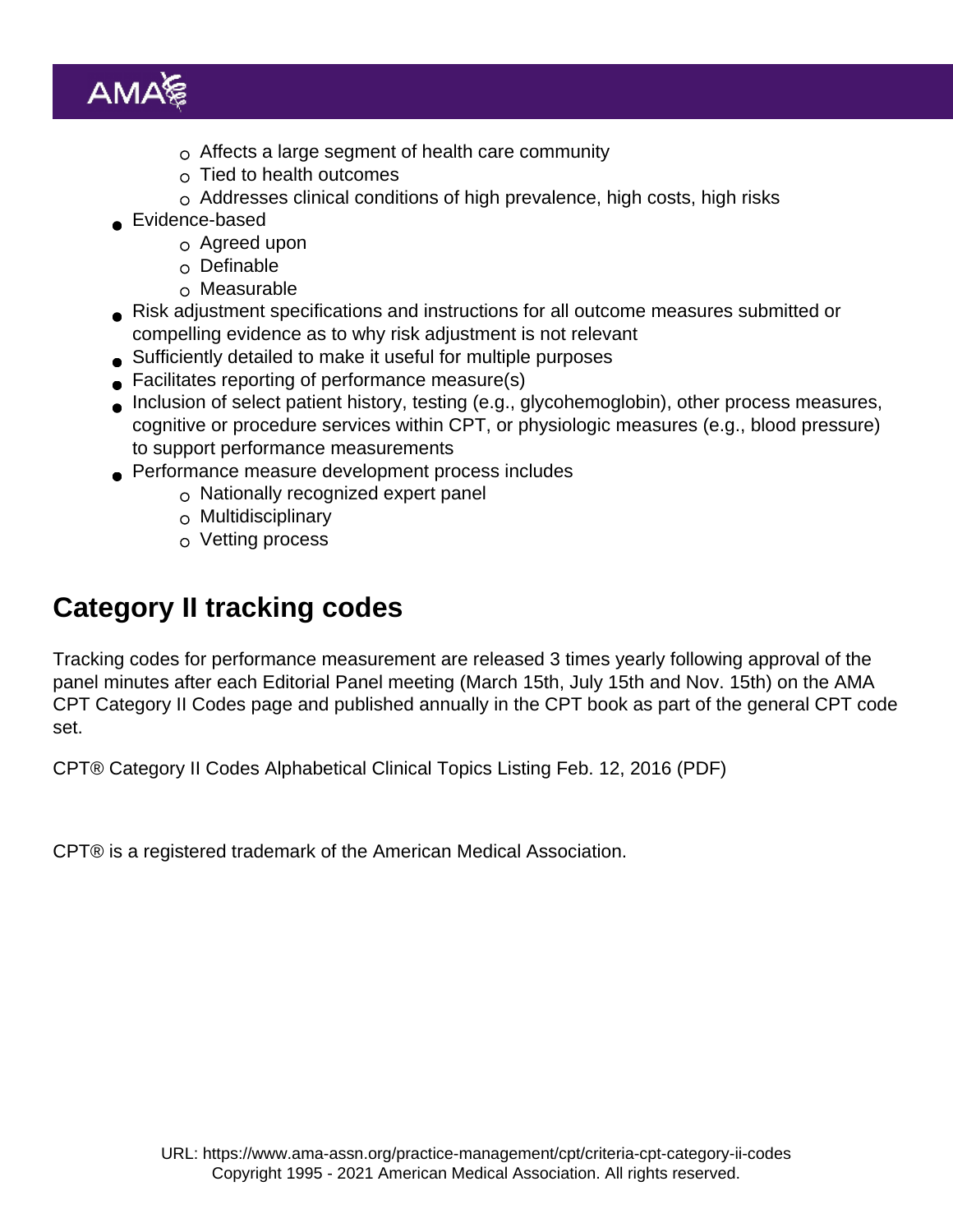- Affects a large segment of health care community
    - Tied to health outcomes
    - Addresses clinical conditions of high prevalence, high costs, high risks
- Evidence-based
    - Agreed upon
    - Definable
    - Measurable
- Risk adjustment specifications and instructions for all outcome measures submitted or compelling evidence as to why risk adjustment is not relevant
- Sufficiently detailed to make it useful for multiple purposes
- Facilitates reporting of performance measure(s)
- Inclusion of select patient history, testing (e.g., glycohemoglobin), other process measures, cognitive or procedure services within CPT, or physiologic measures (e.g., blood pressure) to support performance measurements
- Performance measure development process includes
    - Nationally recognized expert panel
    - Multidisciplinary
    - Vetting process

## Category II tracking codes

Tracking codes for performance measurement are released 3 times yearly following approval of the panel minutes after each Editorial Panel meeting (March 15th, July 15th and Nov. 15th) on the AMA CPT Category II Codes page and published annually in the CPT book as part of the general CPT code set.

CPT® Category II Codes Alphabetical Clinical Topics Listing Feb. 12, 2016 (PDF)

CPT® is a registered trademark of the American Medical Association.